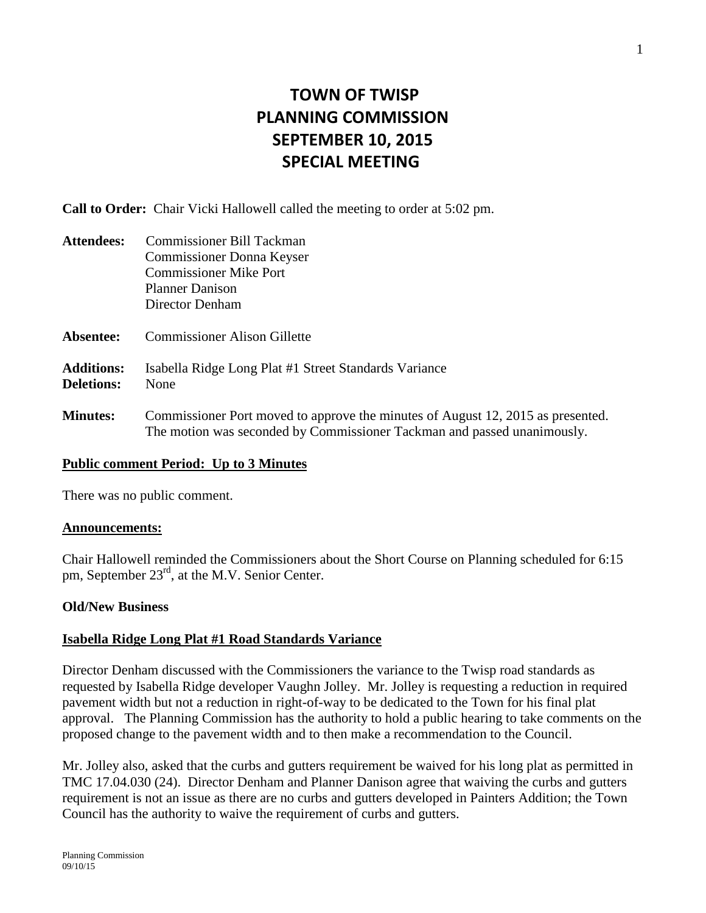# TOWN OF TWISP
# PLANNING COMMISSION
# SEPTEMBER 10, 2015
# SPECIAL MEETING

**Call to Order:** Chair Vicki Hallowell called the meeting to order at 5:02 pm.

**Attendees:** Commissioner Bill Tackman
Commissioner Donna Keyser
Commissioner Mike Port
Planner Danison
Director Denham

**Absentee:** Commissioner Alison Gillette

**Additions:** Isabella Ridge Long Plat #1 Street Standards Variance
**Deletions:** None

**Minutes:** Commissioner Port moved to approve the minutes of August 12, 2015 as presented. The motion was seconded by Commissioner Tackman and passed unanimously.

**Public comment Period: Up to 3 Minutes**

There was no public comment.

**Announcements:**

Chair Hallowell reminded the Commissioners about the Short Course on Planning scheduled for 6:15 pm, September 23rd, at the M.V. Senior Center.

**Old/New Business**

**Isabella Ridge Long Plat #1 Road Standards Variance**

Director Denham discussed with the Commissioners the variance to the Twisp road standards as requested by Isabella Ridge developer Vaughn Jolley. Mr. Jolley is requesting a reduction in required pavement width but not a reduction in right-of-way to be dedicated to the Town for his final plat approval. The Planning Commission has the authority to hold a public hearing to take comments on the proposed change to the pavement width and to then make a recommendation to the Council.

Mr. Jolley also, asked that the curbs and gutters requirement be waived for his long plat as permitted in TMC 17.04.030 (24). Director Denham and Planner Danison agree that waiving the curbs and gutters requirement is not an issue as there are no curbs and gutters developed in Painters Addition; the Town Council has the authority to waive the requirement of curbs and gutters.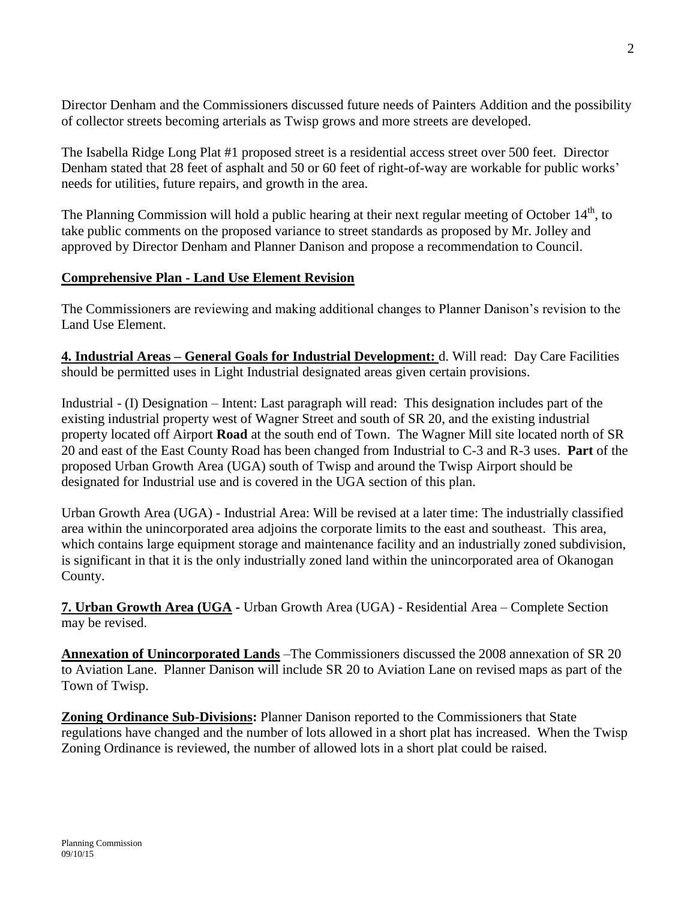Director Denham and the Commissioners discussed future needs of Painters Addition and the possibility of collector streets becoming arterials as Twisp grows and more streets are developed.

The Isabella Ridge Long Plat #1 proposed street is a residential access street over 500 feet. Director Denham stated that 28 feet of asphalt and 50 or 60 feet of right-of-way are workable for public works' needs for utilities, future repairs, and growth in the area.

The Planning Commission will hold a public hearing at their next regular meeting of October 14th, to take public comments on the proposed variance to street standards as proposed by Mr. Jolley and approved by Director Denham and Planner Danison and propose a recommendation to Council.

**Comprehensive Plan - Land Use Element Revision**

The Commissioners are reviewing and making additional changes to Planner Danison's revision to the Land Use Element.

**4. Industrial Areas – General Goals for Industrial Development:** d. Will read: Day Care Facilities should be permitted uses in Light Industrial designated areas given certain provisions.

Industrial - (I) Designation – Intent: Last paragraph will read: This designation includes part of the existing industrial property west of Wagner Street and south of SR 20, and the existing industrial property located off Airport **Road** at the south end of Town. The Wagner Mill site located north of SR 20 and east of the East County Road has been changed from Industrial to C-3 and R-3 uses. **Part** of the proposed Urban Growth Area (UGA) south of Twisp and around the Twisp Airport should be designated for Industrial use and is covered in the UGA section of this plan.

Urban Growth Area (UGA) - Industrial Area: Will be revised at a later time: The industrially classified area within the unincorporated area adjoins the corporate limits to the east and southeast. This area, which contains large equipment storage and maintenance facility and an industrially zoned subdivision, is significant in that it is the only industrially zoned land within the unincorporated area of Okanogan County.

**7. Urban Growth Area (UGA -** Urban Growth Area (UGA) - Residential Area – Complete Section may be revised.

**Annexation of Unincorporated Lands** –The Commissioners discussed the 2008 annexation of SR 20 to Aviation Lane. Planner Danison will include SR 20 to Aviation Lane on revised maps as part of the Town of Twisp.

**Zoning Ordinance Sub-Divisions:** Planner Danison reported to the Commissioners that State regulations have changed and the number of lots allowed in a short plat has increased. When the Twisp Zoning Ordinance is reviewed, the number of allowed lots in a short plat could be raised.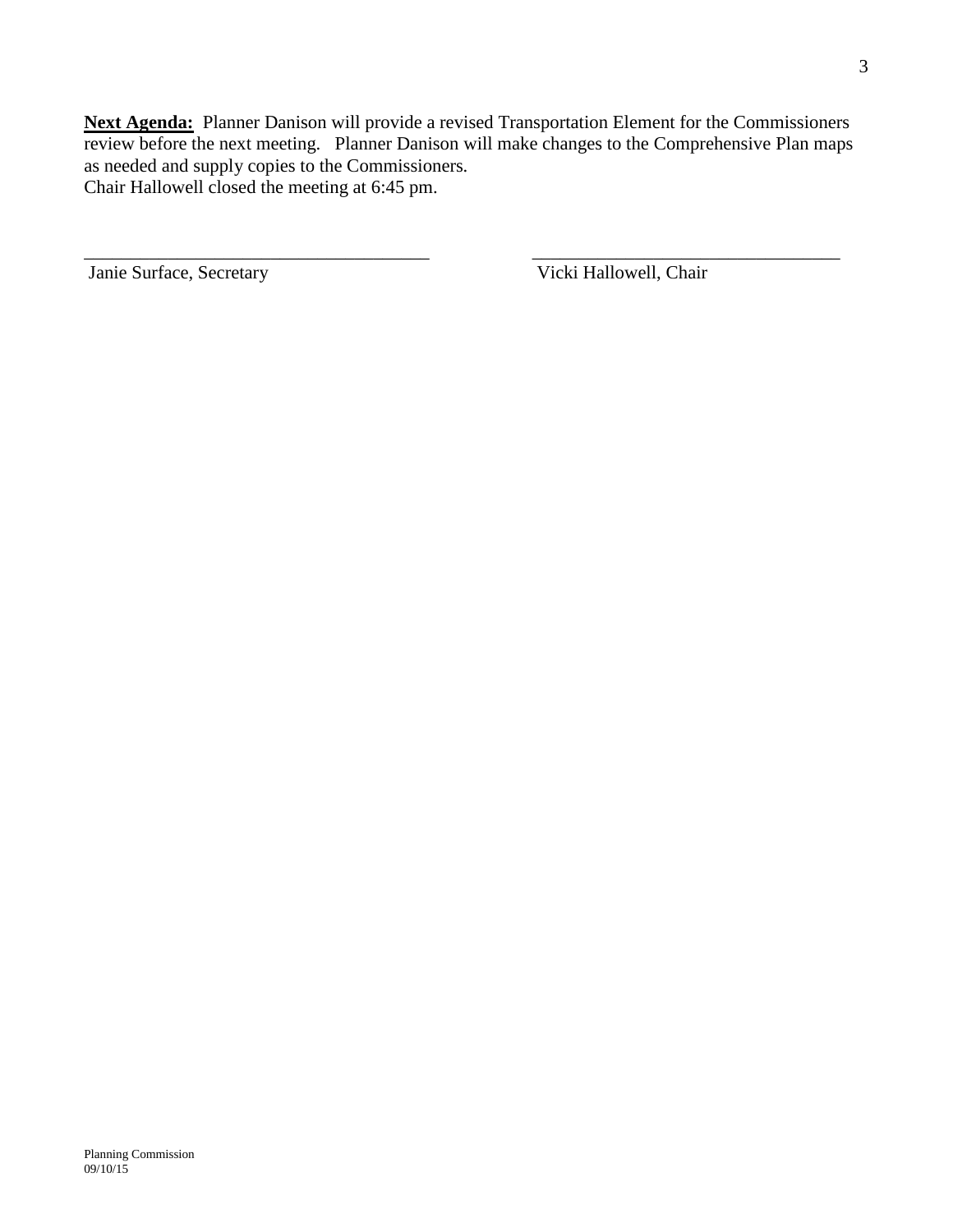**Next Agenda:** Planner Danison will provide a revised Transportation Element for the Commissioners review before the next meeting. Planner Danison will make changes to the Comprehensive Plan maps as needed and supply copies to the Commissioners.
Chair Hallowell closed the meeting at 6:45 pm.

______________________________________ ______________________________________
Janie Surface, Secretary Vicki Hallowell, Chair